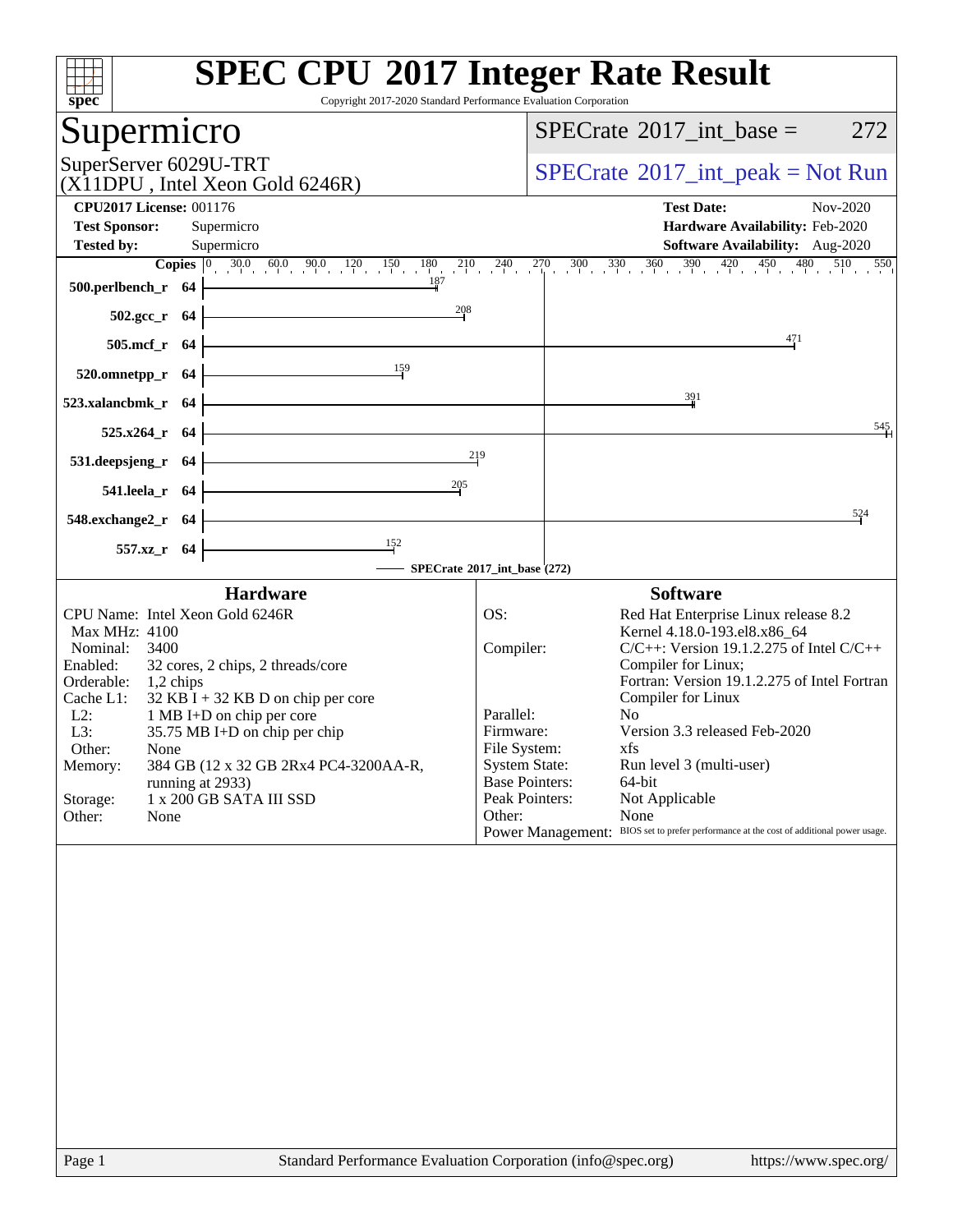# SPEC CPU 2017 Integer Rate Result

Copyright 2017-2020 Standard Performance Evaluation Corporation

## Supermicro

SuperServer 6029U-TRT
(X11DPU , Intel Xeon Gold 6246R)

SPECrate 2017_int_base = 272

SPECrate 2017_int_peak = Not Run

**CPU2017 License:** 001176
**Test Sponsor:** Supermicro
**Tested by:** Supermicro

**Test Date:** Nov-2020
**Hardware Availability:** Feb-2020
**Software Availability:** Aug-2020

| Benchmark | Copies | SPECrate 2017_int_base |
|---|---|---|
| 500.perlbench_r | 64 | 187 |
| 502.gcc_r | 64 | 208 |
| 505.mcf_r | 64 | 471 |
| 520.omnetpp_r | 64 | 159 |
| 523.xalancbmk_r | 64 | 391 |
| 525.x264_r | 64 | 545 |
| 531.deepsjeng_r | 64 | 219 |
| 541.leela_r | 64 | 205 |
| 548.exchange2_r | 64 | 524 |
| 557.xz_r | 64 | 152 |

SPECrate 2017_int_base (272)

### Hardware

| | |
|---|---|
| CPU Name: | Intel Xeon Gold 6246R |
| Max MHz: | 4100 |
| Nominal: | 3400 |
| Enabled: | 32 cores, 2 chips, 2 threads/core |
| Orderable: | 1,2 chips |
| Cache L1: | 32 KB I + 32 KB D on chip per core |
| L2: | 1 MB I+D on chip per core |
| L3: | 35.75 MB I+D on chip per chip |
| Other: | None |
| Memory: | 384 GB (12 x 32 GB 2Rx4 PC4-3200AA-R, running at 2933) |
| Storage: | 1 x 200 GB SATA III SSD |
| Other: | None |

### Software

| | |
|---|---|
| OS: | Red Hat Enterprise Linux release 8.2 Kernel 4.18.0-193.el8.x86_64 |
| Compiler: | C/C++: Version 19.1.2.275 of Intel C/C++ Compiler for Linux; Fortran: Version 19.1.2.275 of Intel Fortran Compiler for Linux |
| Parallel: | No |
| Firmware: | Version 3.3 released Feb-2020 |
| File System: | xfs |
| System State: | Run level 3 (multi-user) |
| Base Pointers: | 64-bit |
| Peak Pointers: | Not Applicable |
| Other: | None |
| Power Management: | BIOS set to prefer performance at the cost of additional power usage. |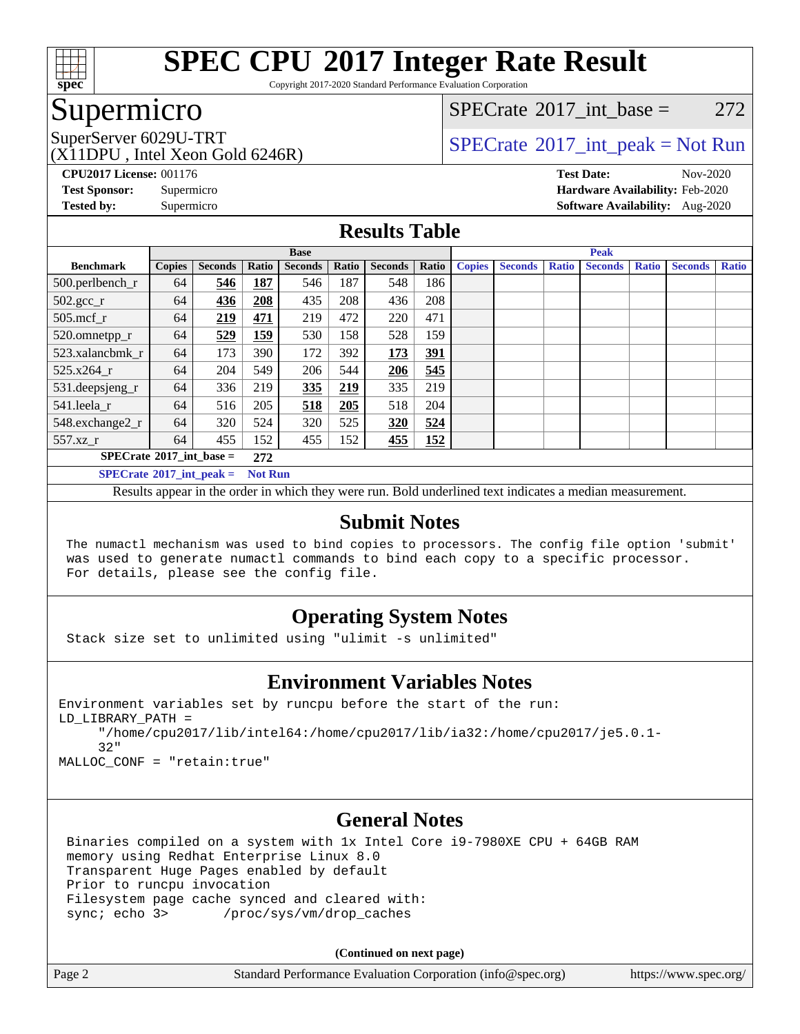# SPEC CPU 2017 Integer Rate Result

Copyright 2017-2020 Standard Performance Evaluation Corporation

## Supermicro

SuperServer 6029U-TRT
(X11DPU , Intel Xeon Gold 6246R)

SPECrate 2017_int_base = 272

SPECrate 2017_int_peak = Not Run

**CPU2017 License:** 001176
**Test Sponsor:** Supermicro
**Tested by:** Supermicro

**Test Date:** Nov-2020
**Hardware Availability:** Feb-2020
**Software Availability:** Aug-2020

## Results Table

| Benchmark | Base | | | | | | | Peak | | | | | | |
|---|---|---|---|---|---|---|---|---|---|---|---|---|---|---|
| | Copies | Seconds | Ratio | Seconds | Ratio | Seconds | Ratio | Copies | Seconds | Ratio | Seconds | Ratio | Seconds | Ratio |
| 500.perlbench_r | 64 | **546** | **187** | 546 | 187 | 548 | 186 | | | | | | | |
| 502.gcc_r | 64 | **436** | **208** | 435 | 208 | 436 | 208 | | | | | | | |
| 505.mcf_r | 64 | **219** | **471** | 219 | 472 | 220 | 471 | | | | | | | |
| 520.omnetpp_r | 64 | **529** | **159** | 530 | 158 | 528 | 159 | | | | | | | |
| 523.xalancbmk_r | 64 | 173 | 390 | 172 | 392 | **173** | **391** | | | | | | | |
| 525.x264_r | 64 | 204 | 549 | 206 | 544 | **206** | **545** | | | | | | | |
| 531.deepsjeng_r | 64 | 336 | 219 | **335** | **219** | 335 | 219 | | | | | | | |
| 541.leela_r | 64 | 516 | 205 | **518** | **205** | 518 | 204 | | | | | | | |
| 548.exchange2_r | 64 | 320 | 524 | 320 | 525 | **320** | **524** | | | | | | | |
| 557.xz_r | 64 | 455 | 152 | 455 | 152 | **455** | **152** | | | | | | | |

**SPECrate 2017_int_base = 272**

**SPECrate 2017_int_peak = Not Run**

Results appear in the order in which they were run. Bold underlined text indicates a median measurement.

## Submit Notes

```
The numactl mechanism was used to bind copies to processors. The config file option 'submit'
was used to generate numactl commands to bind each copy to a specific processor.
For details, please see the config file.
```

## Operating System Notes

```
Stack size set to unlimited using "ulimit -s unlimited"
```

## Environment Variables Notes

```
Environment variables set by runcpu before the start of the run:
LD_LIBRARY_PATH =
     "/home/cpu2017/lib/intel64:/home/cpu2017/lib/ia32:/home/cpu2017/je5.0.1-
     32"
MALLOC_CONF = "retain:true"
```

## General Notes

```
Binaries compiled on a system with 1x Intel Core i9-7980XE CPU + 64GB RAM
memory using Redhat Enterprise Linux 8.0
Transparent Huge Pages enabled by default
Prior to runcpu invocation
Filesystem page cache synced and cleared with:
sync; echo 3>       /proc/sys/vm/drop_caches
```

**(Continued on next page)**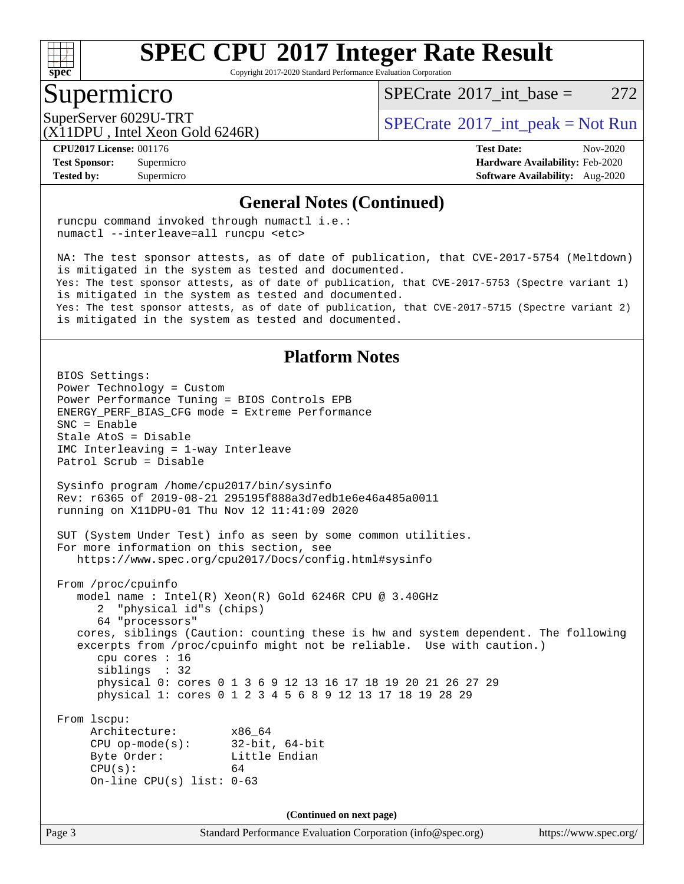## General Notes (Continued)

```
runcpu command invoked through numactl i.e.:
numactl --interleave=all runcpu <etc>

NA: The test sponsor attests, as of date of publication, that CVE-2017-5754 (Meltdown)
is mitigated in the system as tested and documented.
Yes: The test sponsor attests, as of date of publication, that CVE-2017-5753 (Spectre variant 1)
is mitigated in the system as tested and documented.
Yes: The test sponsor attests, as of date of publication, that CVE-2017-5715 (Spectre variant 2)
is mitigated in the system as tested and documented.
```

## Platform Notes

```
BIOS Settings:
Power Technology = Custom
Power Performance Tuning = BIOS Controls EPB
ENERGY_PERF_BIAS_CFG mode = Extreme Performance
SNC = Enable
Stale AtoS = Disable
IMC Interleaving = 1-way Interleave
Patrol Scrub = Disable

Sysinfo program /home/cpu2017/bin/sysinfo
Rev: r6365 of 2019-08-21 295195f888a3d7edb1e6e46a485a0011
running on X11DPU-01 Thu Nov 12 11:41:09 2020

SUT (System Under Test) info as seen by some common utilities.
For more information on this section, see
   https://www.spec.org/cpu2017/Docs/config.html#sysinfo

From /proc/cpuinfo
   model name : Intel(R) Xeon(R) Gold 6246R CPU @ 3.40GHz
      2  "physical id"s (chips)
      64 "processors"
   cores, siblings (Caution: counting these is hw and system dependent. The following
   excerpts from /proc/cpuinfo might not be reliable.  Use with caution.)
      cpu cores : 16
      siblings  : 32
      physical 0: cores 0 1 3 6 9 12 13 16 17 18 19 20 21 26 27 29
      physical 1: cores 0 1 2 3 4 5 6 8 9 12 13 17 18 19 28 29

From lscpu:
     Architecture:        x86_64
     CPU op-mode(s):      32-bit, 64-bit
     Byte Order:          Little Endian
     CPU(s):              64
     On-line CPU(s) list: 0-63
```

**(Continued on next page)**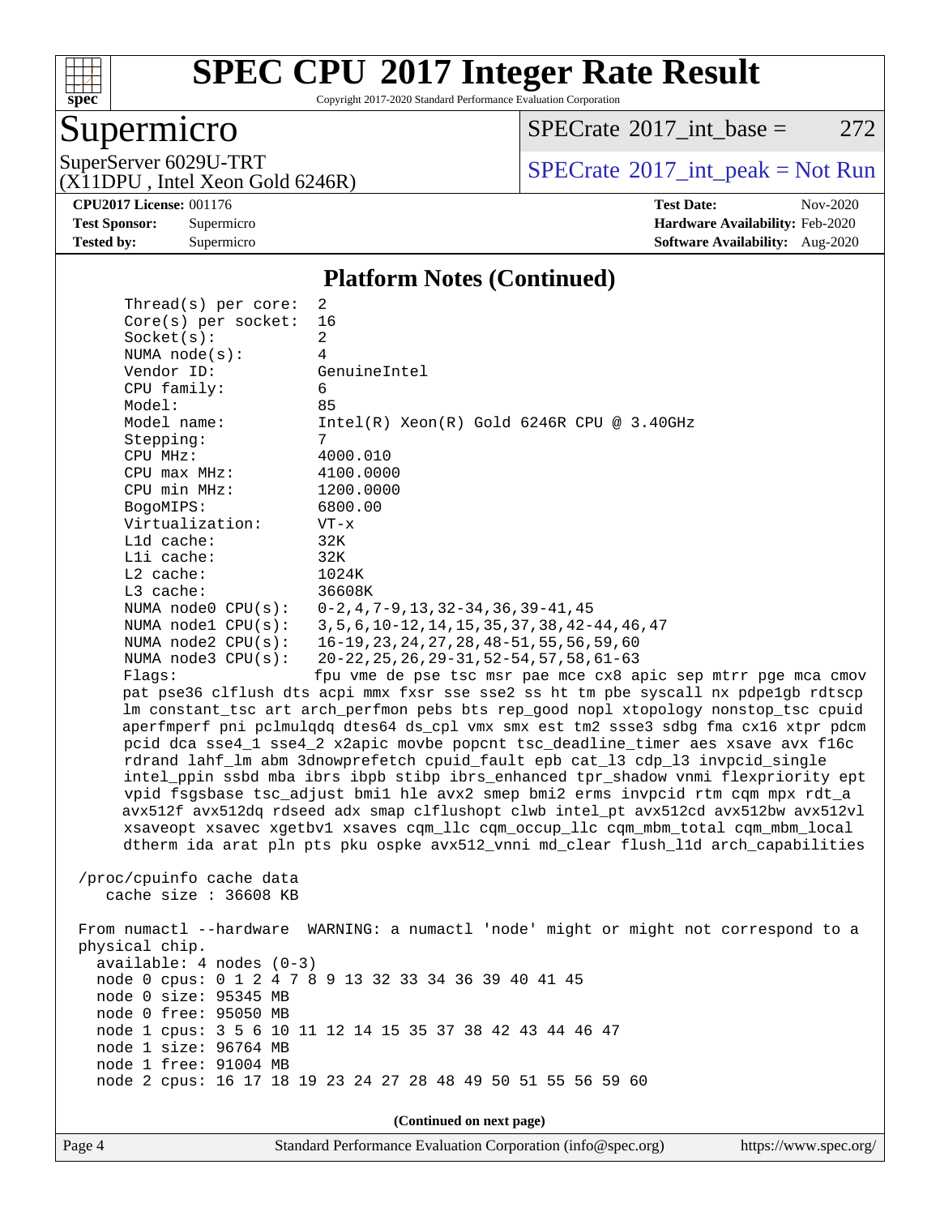## Platform Notes (Continued)

```
     Thread(s) per core:  2
     Core(s) per socket:  16
     Socket(s):           2
     NUMA node(s):        4
     Vendor ID:           GenuineIntel
     CPU family:          6
     Model:               85
     Model name:          Intel(R) Xeon(R) Gold 6246R CPU @ 3.40GHz
     Stepping:            7
     CPU MHz:             4000.010
     CPU max MHz:         4100.0000
     CPU min MHz:         1200.0000
     BogoMIPS:            6800.00
     Virtualization:      VT-x
     L1d cache:           32K
     L1i cache:           32K
     L2 cache:            1024K
     L3 cache:            36608K
     NUMA node0 CPU(s):   0-2,4,7-9,13,32-34,36,39-41,45
     NUMA node1 CPU(s):   3,5,6,10-12,14,15,35,37,38,42-44,46,47
     NUMA node2 CPU(s):   16-19,23,24,27,28,48-51,55,56,59,60
     NUMA node3 CPU(s):   20-22,25,26,29-31,52-54,57,58,61-63
     Flags:               fpu vme de pse tsc msr pae mce cx8 apic sep mtrr pge mca cmov
     pat pse36 clflush dts acpi mmx fxsr sse sse2 ss ht tm pbe syscall nx pdpe1gb rdtscp
     lm constant_tsc art arch_perfmon pebs bts rep_good nopl xtopology nonstop_tsc cpuid
     aperfmperf pni pclmulqdq dtes64 ds_cpl vmx smx est tm2 ssse3 sdbg fma cx16 xtpr pdcm
     pcid dca sse4_1 sse4_2 x2apic movbe popcnt tsc_deadline_timer aes xsave avx f16c
     rdrand lahf_lm abm 3dnowprefetch cpuid_fault epb cat_l3 cdp_l3 invpcid_single
     intel_ppin ssbd mba ibrs ibpb stibp ibrs_enhanced tpr_shadow vnmi flexpriority ept
     vpid fsgsbase tsc_adjust bmi1 hle avx2 smep bmi2 erms invpcid rtm cqm mpx rdt_a
     avx512f avx512dq rdseed adx smap clflushopt clwb intel_pt avx512cd avx512bw avx512vl
     xsaveopt xsavec xgetbv1 xsaves cqm_llc cqm_occup_llc cqm_mbm_total cqm_mbm_local
     dtherm ida arat pln pts pku ospke avx512_vnni md_clear flush_l1d arch_capabilities

 /proc/cpuinfo cache data
    cache size : 36608 KB

 From numactl --hardware  WARNING: a numactl 'node' might or might not correspond to a
 physical chip.
   available: 4 nodes (0-3)
   node 0 cpus: 0 1 2 4 7 8 9 13 32 33 34 36 39 40 41 45
   node 0 size: 95345 MB
   node 0 free: 95050 MB
   node 1 cpus: 3 5 6 10 11 12 14 15 35 37 38 42 43 44 46 47
   node 1 size: 96764 MB
   node 1 free: 91004 MB
   node 2 cpus: 16 17 18 19 23 24 27 28 48 49 50 51 55 56 59 60
```

**(Continued on next page)**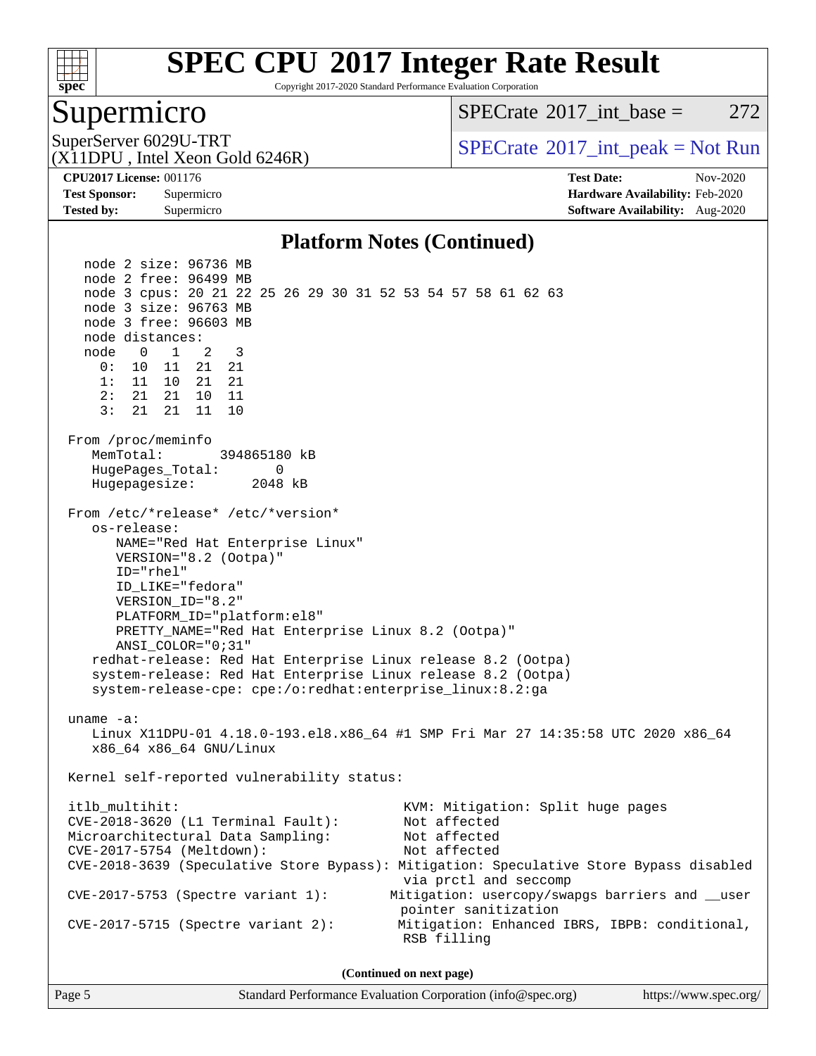# SPEC CPU 2017 Integer Rate Result

Copyright 2017-2020 Standard Performance Evaluation Corporation

## Supermicro

SuperServer 6029U-TRT
(X11DPU , Intel Xeon Gold 6246R)

SPECrate 2017_int_base = 272

SPECrate 2017_int_peak = Not Run

**CPU2017 License:** 001176
**Test Sponsor:** Supermicro
**Tested by:** Supermicro

**Test Date:** Nov-2020
**Hardware Availability:** Feb-2020
**Software Availability:** Aug-2020

### Platform Notes (Continued)

```
    node 2 size: 96736 MB
    node 2 free: 96499 MB
    node 3 cpus: 20 21 22 25 26 29 30 31 52 53 54 57 58 61 62 63
    node 3 size: 96763 MB
    node 3 free: 96603 MB
    node distances:
    node   0   1   2   3
      0:  10  11  21  21
      1:  11  10  21  21
      2:  21  21  10  11
      3:  21  21  11  10

 From /proc/meminfo
    MemTotal:       394865180 kB
    HugePages_Total:       0
    Hugepagesize:       2048 kB

 From /etc/*release* /etc/*version*
    os-release:
       NAME="Red Hat Enterprise Linux"
       VERSION="8.2 (Ootpa)"
       ID="rhel"
       ID_LIKE="fedora"
       VERSION_ID="8.2"
       PLATFORM_ID="platform:el8"
       PRETTY_NAME="Red Hat Enterprise Linux 8.2 (Ootpa)"
       ANSI_COLOR="0;31"
    redhat-release: Red Hat Enterprise Linux release 8.2 (Ootpa)
    system-release: Red Hat Enterprise Linux release 8.2 (Ootpa)
    system-release-cpe: cpe:/o:redhat:enterprise_linux:8.2:ga

 uname -a:
    Linux X11DPU-01 4.18.0-193.el8.x86_64 #1 SMP Fri Mar 27 14:35:58 UTC 2020 x86_64
    x86_64 x86_64 GNU/Linux

 Kernel self-reported vulnerability status:

 itlb_multihit:                                   KVM: Mitigation: Split huge pages
 CVE-2018-3620 (L1 Terminal Fault):               Not affected
 Microarchitectural Data Sampling:                Not affected
 CVE-2017-5754 (Meltdown):                        Not affected
 CVE-2018-3639 (Speculative Store Bypass): Mitigation: Speculative Store Bypass disabled
                                                  via prctl and seccomp
 CVE-2017-5753 (Spectre variant 1):             Mitigation: usercopy/swapgs barriers and __user
                                                  pointer sanitization
 CVE-2017-5715 (Spectre variant 2):              Mitigation: Enhanced IBRS, IBPB: conditional,
                                                  RSB filling
```

(Continued on next page)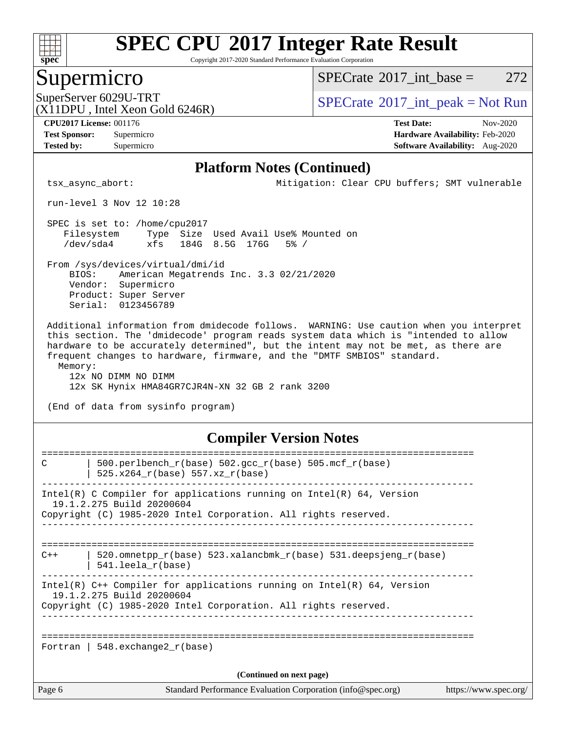# SPEC CPU 2017 Integer Rate Result

Copyright 2017-2020 Standard Performance Evaluation Corporation

## Supermicro

SuperServer 6029U-TRT
(X11DPU , Intel Xeon Gold 6246R)

SPECrate 2017_int_base = 272

SPECrate 2017_int_peak = Not Run

**CPU2017 License:** 001176
**Test Sponsor:** Supermicro
**Tested by:** Supermicro

**Test Date:** Nov-2020
**Hardware Availability:** Feb-2020
**Software Availability:** Aug-2020

### Platform Notes (Continued)

```
 tsx_async_abort:                               Mitigation: Clear CPU buffers; SMT vulnerable

 run-level 3 Nov 12 10:28

 SPEC is set to: /home/cpu2017
    Filesystem     Type  Size  Used Avail Use% Mounted on
    /dev/sda4      xfs   184G  8.5G  176G   5% /

 From /sys/devices/virtual/dmi/id
     BIOS:    American Megatrends Inc. 3.3 02/21/2020
     Vendor:  Supermicro
     Product: Super Server
     Serial:  0123456789

 Additional information from dmidecode follows.  WARNING: Use caution when you interpret
 this section. The 'dmidecode' program reads system data which is "intended to allow
 hardware to be accurately determined", but the intent may not be met, as there are
 frequent changes to hardware, firmware, and the "DMTF SMBIOS" standard.
   Memory:
     12x NO DIMM NO DIMM
     12x SK Hynix HMA84GR7CJR4N-XN 32 GB 2 rank 3200

 (End of data from sysinfo program)
```

### Compiler Version Notes

```
==============================================================================
C       | 500.perlbench_r(base) 502.gcc_r(base) 505.mcf_r(base)
        | 525.x264_r(base) 557.xz_r(base)
------------------------------------------------------------------------------
Intel(R) C Compiler for applications running on Intel(R) 64, Version
  19.1.2.275 Build 20200604
Copyright (C) 1985-2020 Intel Corporation. All rights reserved.
------------------------------------------------------------------------------

==============================================================================
C++     | 520.omnetpp_r(base) 523.xalancbmk_r(base) 531.deepsjeng_r(base)
        | 541.leela_r(base)
------------------------------------------------------------------------------
Intel(R) C++ Compiler for applications running on Intel(R) 64, Version
  19.1.2.275 Build 20200604
Copyright (C) 1985-2020 Intel Corporation. All rights reserved.
------------------------------------------------------------------------------

==============================================================================
Fortran | 548.exchange2_r(base)
```

(Continued on next page)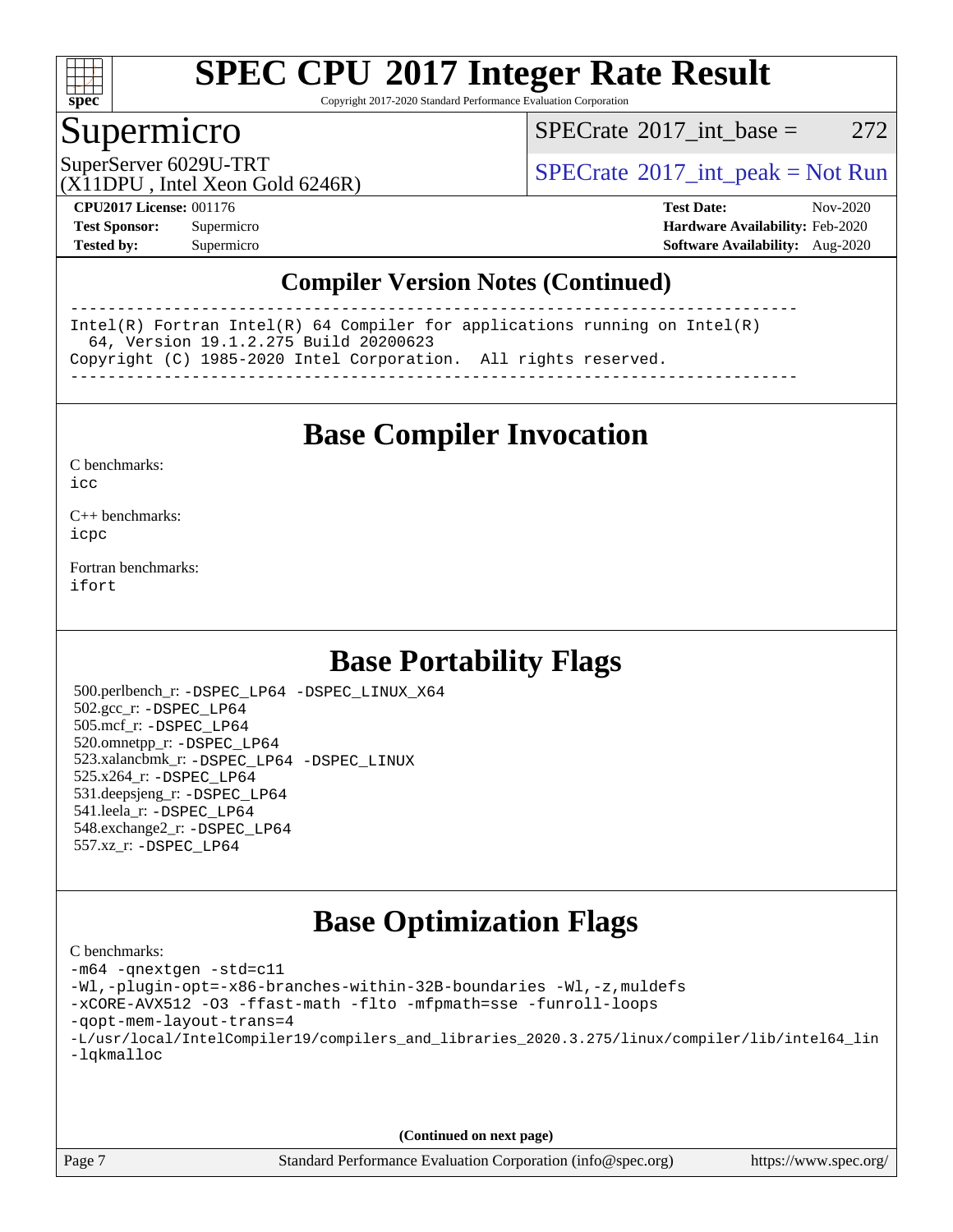# SPEC CPU 2017 Integer Rate Result

Copyright 2017-2020 Standard Performance Evaluation Corporation

## Supermicro

SuperServer 6029U-TRT
(X11DPU , Intel Xeon Gold 6246R)

SPECrate 2017_int_base = 272

SPECrate 2017_int_peak = Not Run

**CPU2017 License:** 001176
**Test Sponsor:** Supermicro
**Tested by:** Supermicro

**Test Date:** Nov-2020
**Hardware Availability:** Feb-2020
**Software Availability:** Aug-2020

## Compiler Version Notes (Continued)

```
------------------------------------------------------------------------------
Intel(R) Fortran Intel(R) 64 Compiler for applications running on Intel(R)
  64, Version 19.1.2.275 Build 20200623
Copyright (C) 1985-2020 Intel Corporation.  All rights reserved.
------------------------------------------------------------------------------
```

## Base Compiler Invocation

C benchmarks:
`icc`

C++ benchmarks:
`icpc`

Fortran benchmarks:
`ifort`

## Base Portability Flags

500.perlbench_r: `-DSPEC_LP64 -DSPEC_LINUX_X64`
502.gcc_r: `-DSPEC_LP64`
505.mcf_r: `-DSPEC_LP64`
520.omnetpp_r: `-DSPEC_LP64`
523.xalancbmk_r: `-DSPEC_LP64 -DSPEC_LINUX`
525.x264_r: `-DSPEC_LP64`
531.deepsjeng_r: `-DSPEC_LP64`
541.leela_r: `-DSPEC_LP64`
548.exchange2_r: `-DSPEC_LP64`
557.xz_r: `-DSPEC_LP64`

## Base Optimization Flags

C benchmarks:

```
-m64 -qnextgen -std=c11
-Wl,-plugin-opt=-x86-branches-within-32B-boundaries -Wl,-z,muldefs
-xCORE-AVX512 -O3 -ffast-math -flto -mfpmath=sse -funroll-loops
-qopt-mem-layout-trans=4
-L/usr/local/IntelCompiler19/compilers_and_libraries_2020.3.275/linux/compiler/lib/intel64_lin
-lqkmalloc
```

**(Continued on next page)**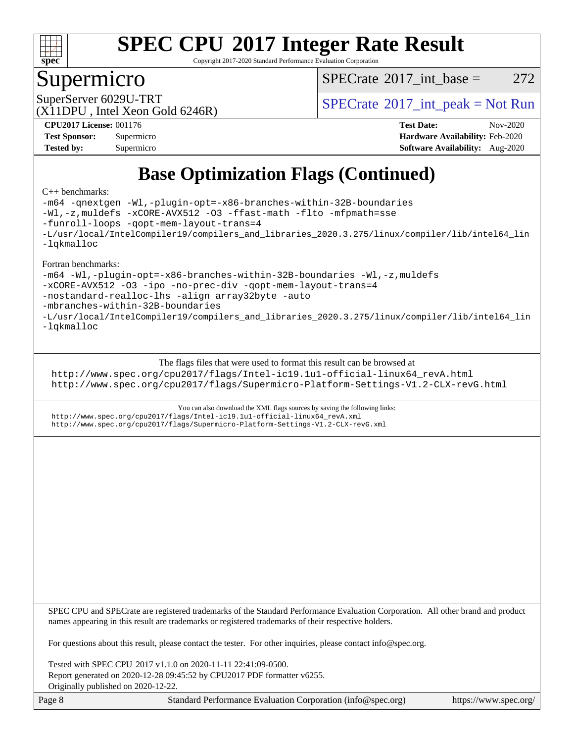# SPEC CPU 2017 Integer Rate Result

Copyright 2017-2020 Standard Performance Evaluation Corporation

## Supermicro

SuperServer 6029U-TRT
(X11DPU , Intel Xeon Gold 6246R)

SPECrate 2017_int_base = 272

SPECrate 2017_int_peak = Not Run

**CPU2017 License:** 001176
**Test Sponsor:** Supermicro
**Tested by:** Supermicro

**Test Date:** Nov-2020
**Hardware Availability:** Feb-2020
**Software Availability:** Aug-2020

## Base Optimization Flags (Continued)

C++ benchmarks:

```
-m64 -qnextgen -Wl,-plugin-opt=-x86-branches-within-32B-boundaries
-Wl,-z,muldefs -xCORE-AVX512 -O3 -ffast-math -flto -mfpmath=sse
-funroll-loops -qopt-mem-layout-trans=4
-L/usr/local/IntelCompiler19/compilers_and_libraries_2020.3.275/linux/compiler/lib/intel64_lin
-lqkmalloc
```

Fortran benchmarks:

```
-m64 -Wl,-plugin-opt=-x86-branches-within-32B-boundaries -Wl,-z,muldefs
-xCORE-AVX512 -O3 -ipo -no-prec-div -qopt-mem-layout-trans=4
-nostandard-realloc-lhs -align array32byte -auto
-mbranches-within-32B-boundaries
-L/usr/local/IntelCompiler19/compilers_and_libraries_2020.3.275/linux/compiler/lib/intel64_lin
-lqkmalloc
```

The flags files that were used to format this result can be browsed at
http://www.spec.org/cpu2017/flags/Intel-ic19.1u1-official-linux64_revA.html
http://www.spec.org/cpu2017/flags/Supermicro-Platform-Settings-V1.2-CLX-revG.html

You can also download the XML flags sources by saving the following links:
http://www.spec.org/cpu2017/flags/Intel-ic19.1u1-official-linux64_revA.xml
http://www.spec.org/cpu2017/flags/Supermicro-Platform-Settings-V1.2-CLX-revG.xml

SPEC CPU and SPECrate are registered trademarks of the Standard Performance Evaluation Corporation. All other brand and product names appearing in this result are trademarks or registered trademarks of their respective holders.

For questions about this result, please contact the tester. For other inquiries, please contact info@spec.org.

Tested with SPEC CPU 2017 v1.1.0 on 2020-11-11 22:41:09-0500.
Report generated on 2020-12-28 09:45:52 by CPU2017 PDF formatter v6255.
Originally published on 2020-12-22.